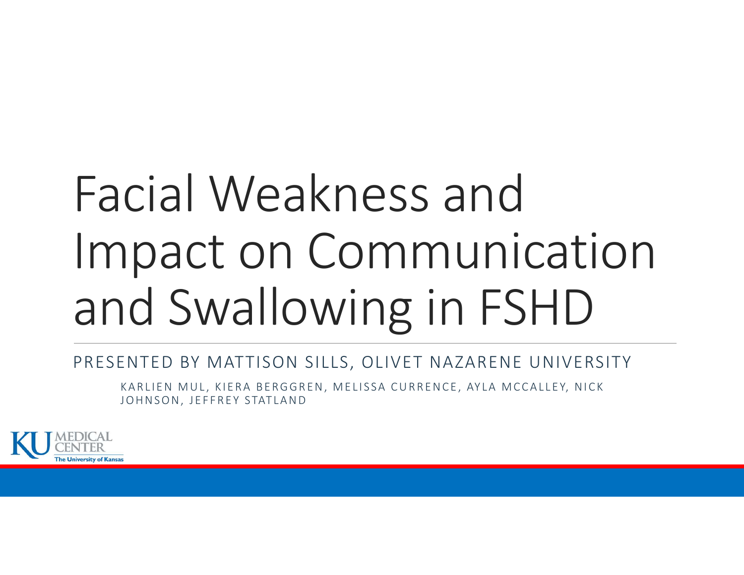# Facial Weakness and Impact on Communication and Swallowing in FSHD

PRESENTED BY MATTISON SILLS, OLIVET NAZARENE UNIVERSITY

KARLIEN MUL, KIERA BERGGREN, MELISSA CURRENCE, AYLA MCCALLEY, NICK JOHNSON, JEFFREY STATLAND

KU MEDICAL CENTER
The University of Kansas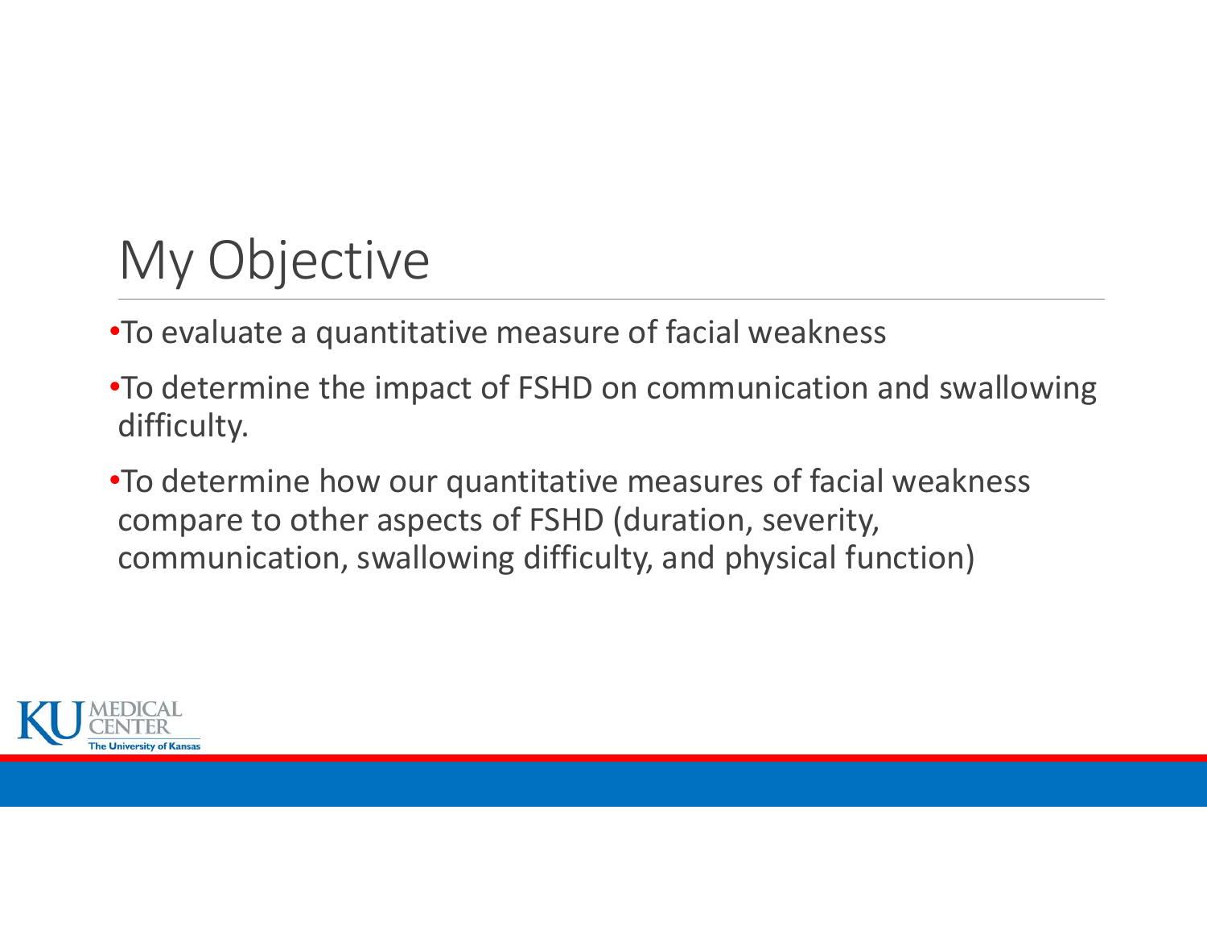# My Objective

- To evaluate a quantitative measure of facial weakness
- To determine the impact of FSHD on communication and swallowing difficulty.
- To determine how our quantitative measures of facial weakness compare to other aspects of FSHD (duration, severity, communication, swallowing difficulty, and physical function)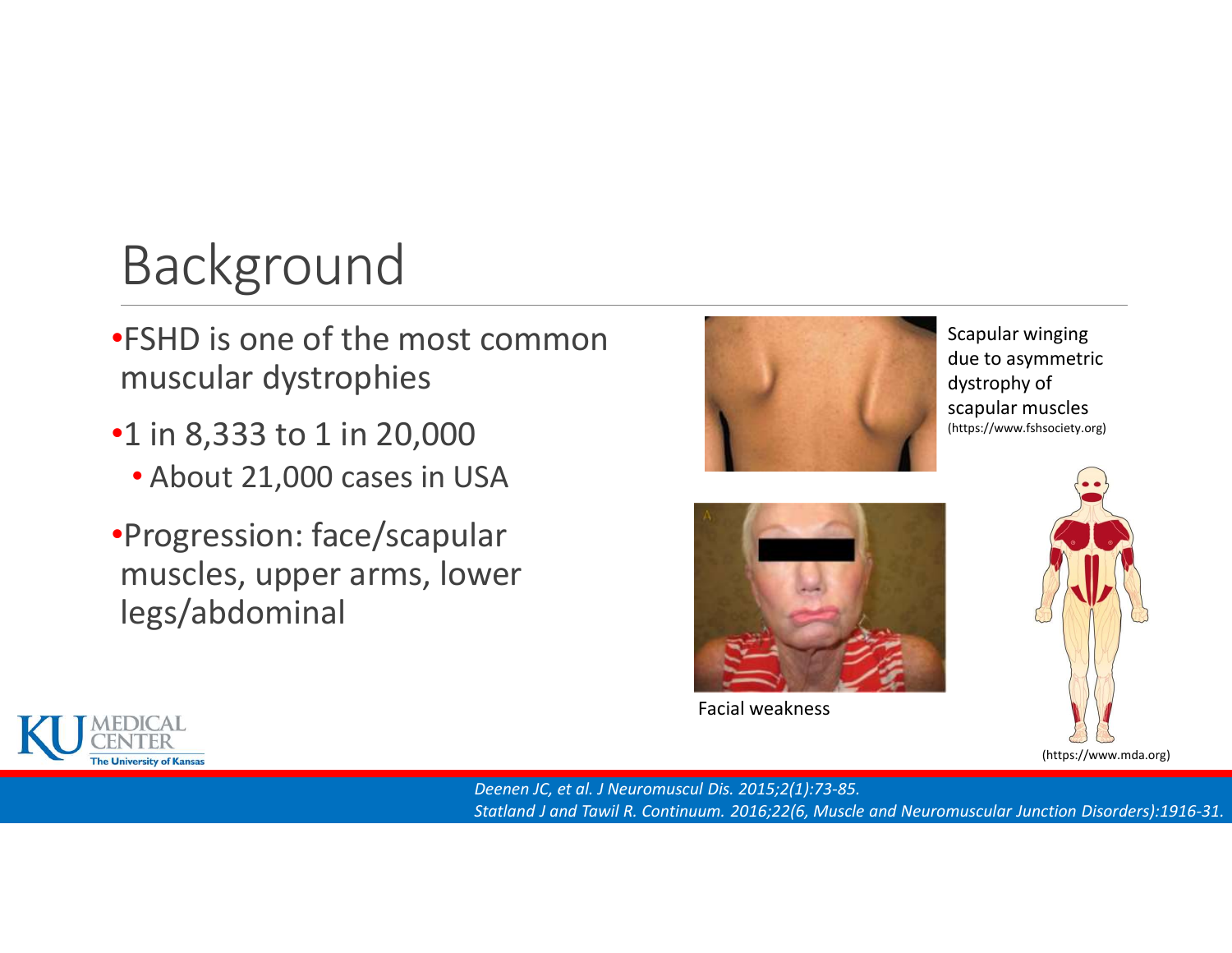# Background

- FSHD is one of the most common muscular dystrophies
- 1 in 8,333 to 1 in 20,000
  - About 21,000 cases in USA
- Progression: face/scapular muscles, upper arms, lower legs/abdominal

Scapular winging due to asymmetric dystrophy of scapular muscles
(https://www.fshsociety.org)

Facial weakness

(https://www.mda.org)

*Deenen JC, et al. J Neuromuscul Dis. 2015;2(1):73-85.*
*Statland J and Tawil R. Continuum. 2016;22(6, Muscle and Neuromuscular Junction Disorders):1916-31.*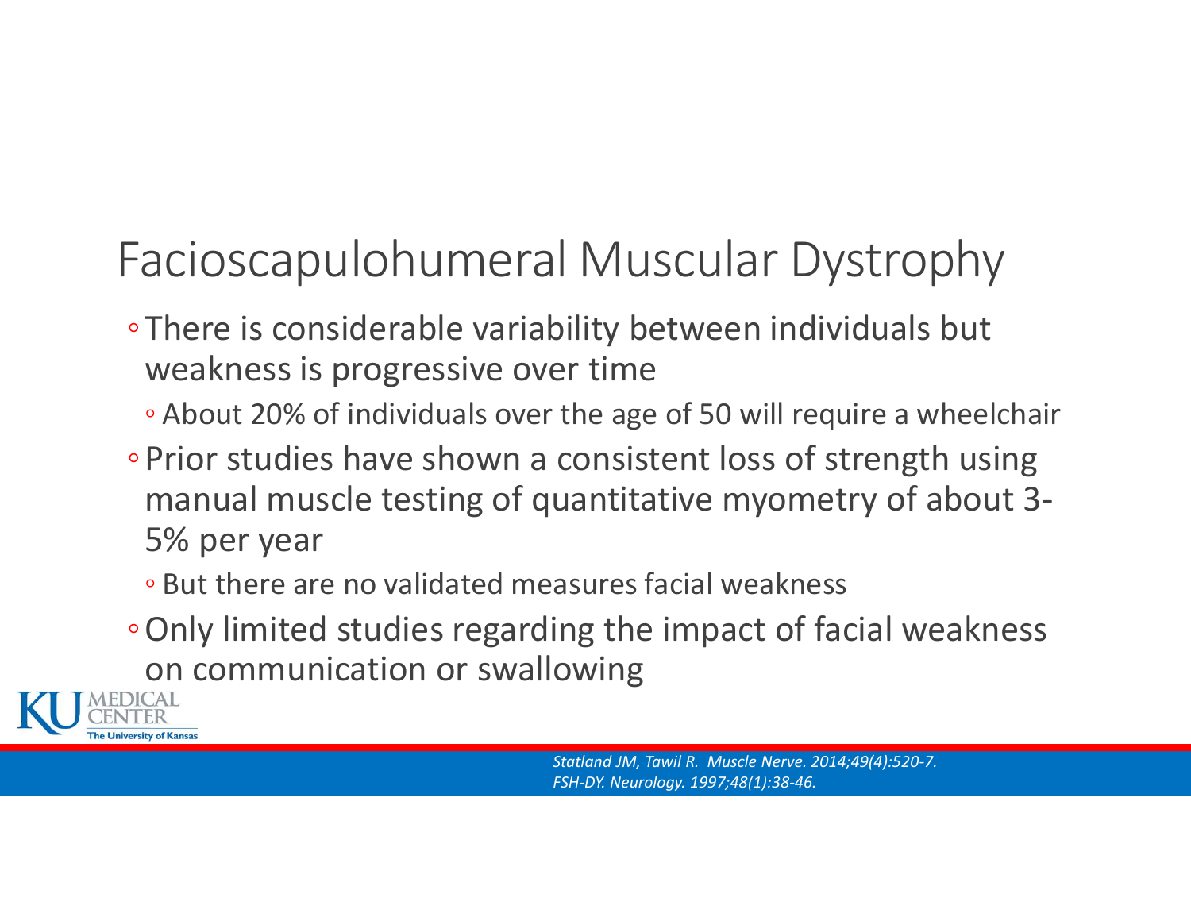# Facioscapulohumeral Muscular Dystrophy

- There is considerable variability between individuals but weakness is progressive over time
  - About 20% of individuals over the age of 50 will require a wheelchair
- Prior studies have shown a consistent loss of strength using manual muscle testing of quantitative myometry of about 3-5% per year
  - But there are no validated measures facial weakness
- Only limited studies regarding the impact of facial weakness on communication or swallowing

*Statland JM, Tawil R. Muscle Nerve. 2014;49(4):520-7.*
*FSH-DY. Neurology. 1997;48(1):38-46.*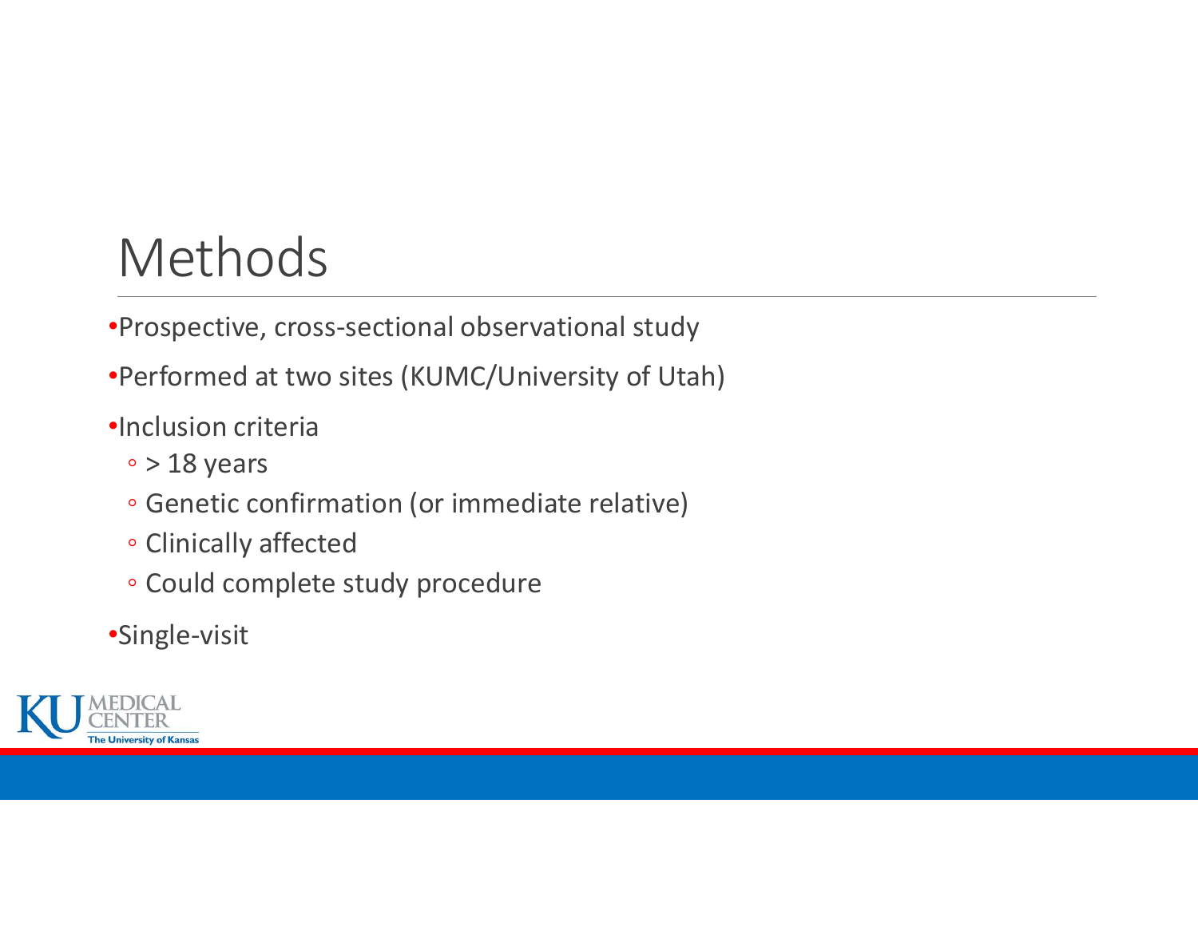# Methods

- Prospective, cross-sectional observational study
- Performed at two sites (KUMC/University of Utah)
- Inclusion criteria
  - > 18 years
  - Genetic confirmation (or immediate relative)
  - Clinically affected
  - Could complete study procedure
- Single-visit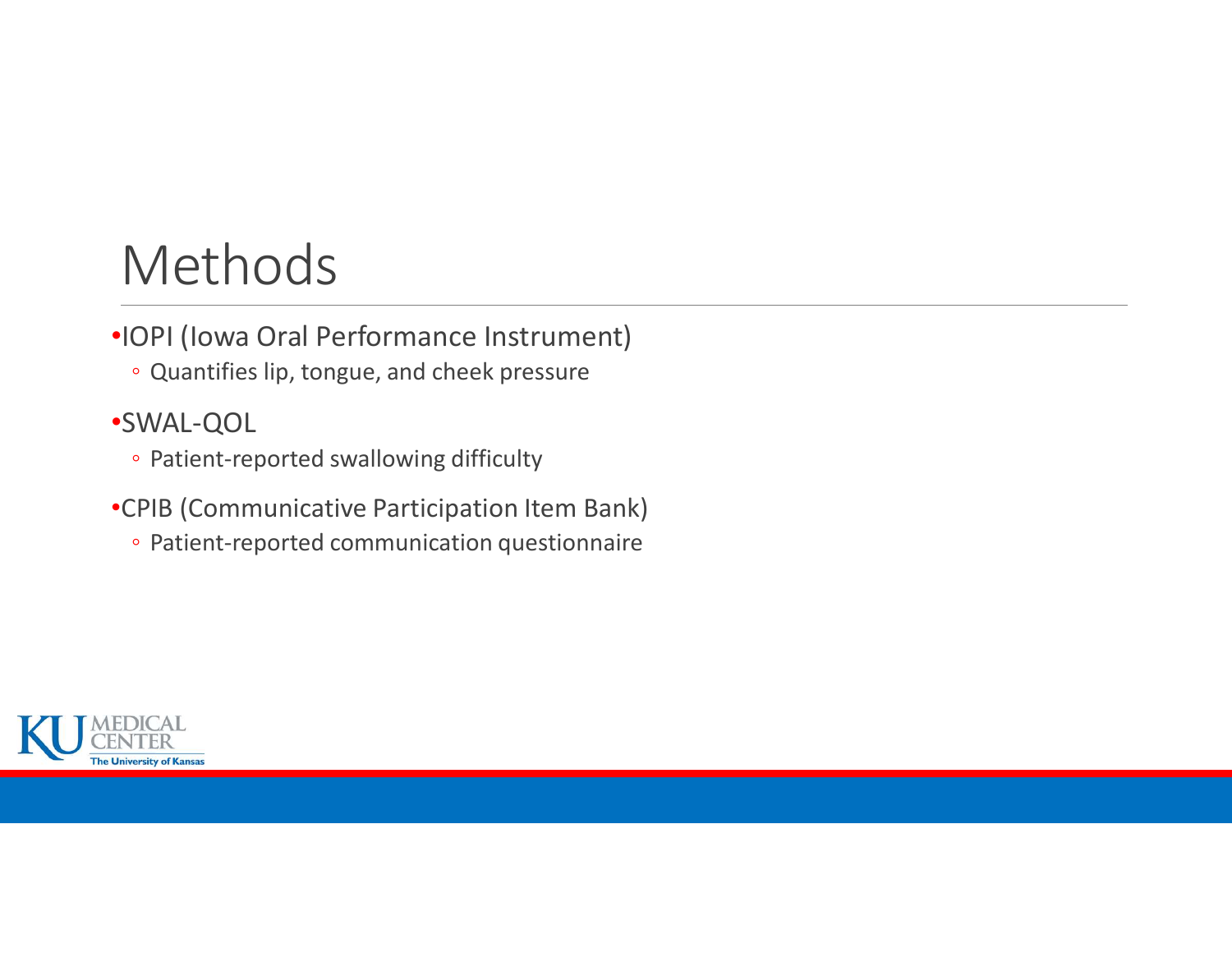# Methods

- IOPI (Iowa Oral Performance Instrument)
  - Quantifies lip, tongue, and cheek pressure
- SWAL-QOL
  - Patient-reported swallowing difficulty
- CPIB (Communicative Participation Item Bank)
  - Patient-reported communication questionnaire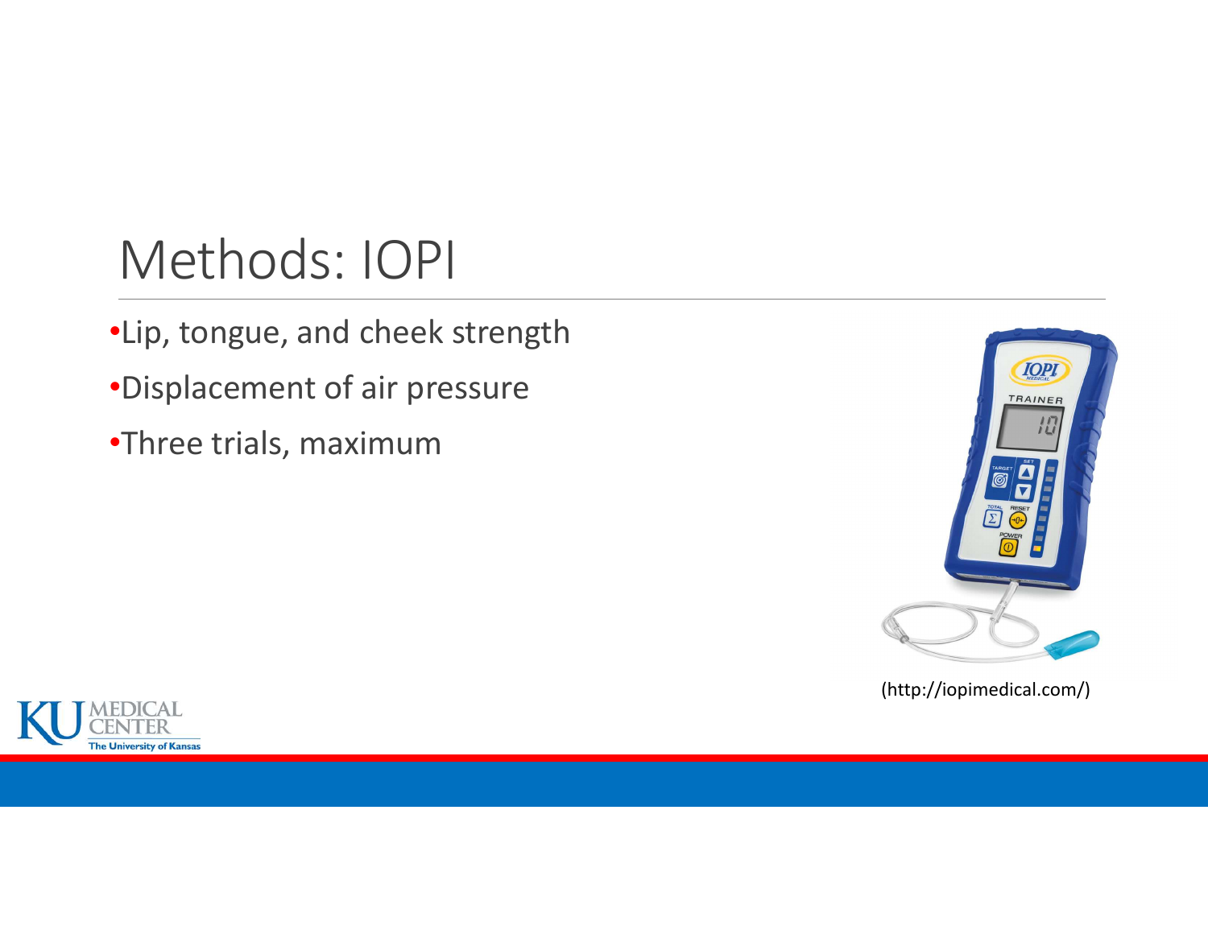# Methods: IOPI

- Lip, tongue, and cheek strength
- Displacement of air pressure
- Three trials, maximum

(http://iopimedical.com/)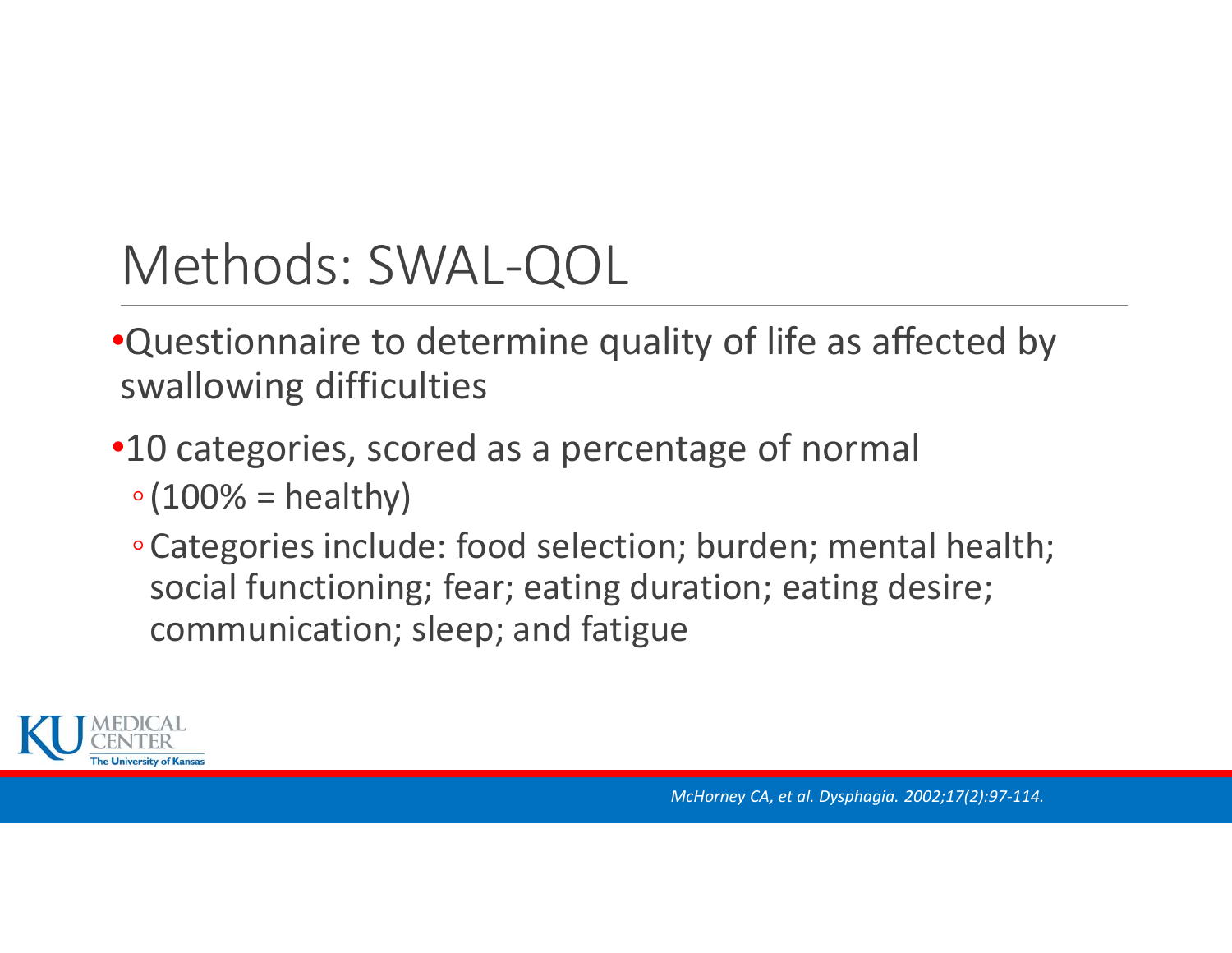# Methods: SWAL-QOL

- Questionnaire to determine quality of life as affected by swallowing difficulties
- 10 categories, scored as a percentage of normal
  - (100% = healthy)
  - Categories include: food selection; burden; mental health; social functioning; fear; eating duration; eating desire; communication; sleep; and fatigue

*McHorney CA, et al. Dysphagia. 2002;17(2):97-114.*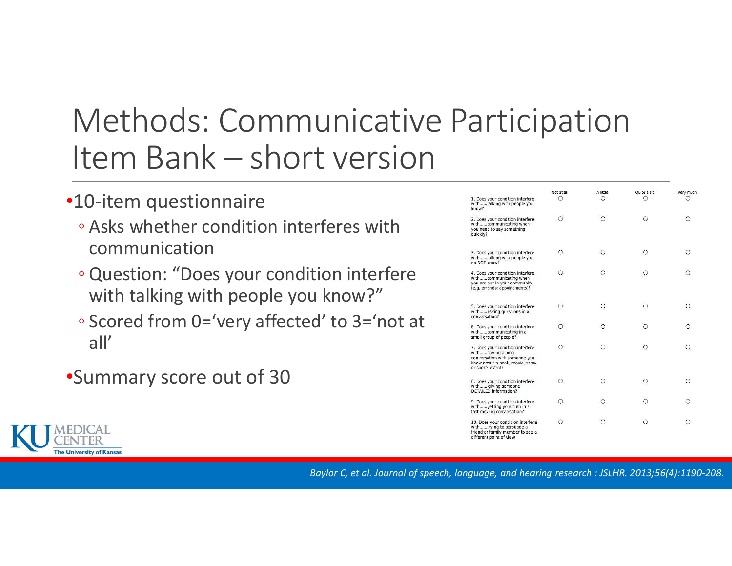# Methods: Communicative Participation Item Bank – short version

- 10-item questionnaire
  - Asks whether condition interferes with communication
  - Question: “Does your condition interfere with talking with people you know?”
  - Scored from 0=‘very affected’ to 3=‘not at all’
- Summary score out of 30

| | Not at all | A little | Quite a bit | Very much |
|---|---|---|---|---|
| 1. Does your condition interfere with……talking with people you know? | ○ | ○ | ○ | ○ |
| 2. Does your condition interfere with……communicating when you need to say something quickly? | ○ | ○ | ○ | ○ |
| 3. Does your condition interfere with……talking with people you do NOT know? | ○ | ○ | ○ | ○ |
| 4. Does your condition interfere with……communicating when you are out in your community (e.g. errands; appointments)? | ○ | ○ | ○ | ○ |
| 5. Does your condition interfere with……asking questions in a conversation? | ○ | ○ | ○ | ○ |
| 6. Does your condition interfere with……communicating in a small group of people? | ○ | ○ | ○ | ○ |
| 7. Does your condition interfere with……having a long conversation with someone you know about a book, movie, show or sports event? | ○ | ○ | ○ | ○ |
| 8. Does your condition interfere with…… giving someone DETAILED information? | ○ | ○ | ○ | ○ |
| 9. Does your condition interfere with……getting your turn in a fast-moving conversation? | ○ | ○ | ○ | ○ |
| 10. Does your condition interfere with……trying to persuade a friend or family member to see a different point of view | ○ | ○ | ○ | ○ |

*Baylor C, et al. Journal of speech, language, and hearing research : JSLHR. 2013;56(4):1190-208.*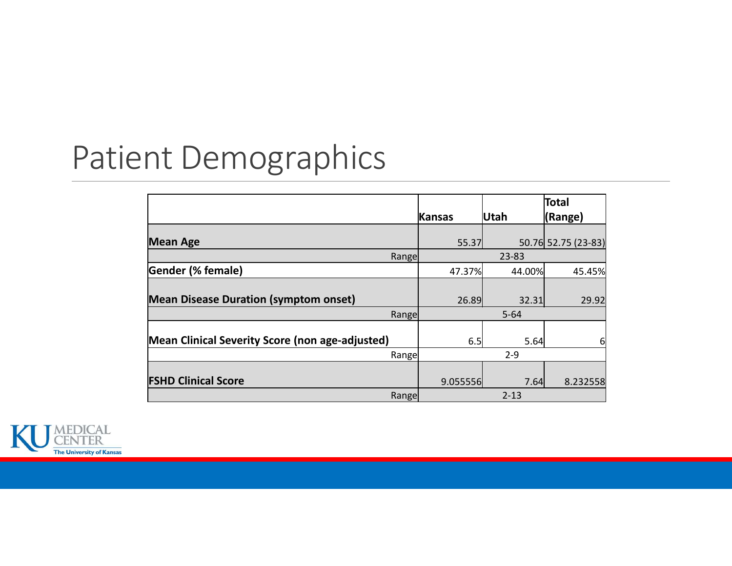# Patient Demographics

| | Kansas | Utah | Total (Range) |
|---|---|---|---|
| **Mean Age** | 55.37 | 50.76 | 52.75 (23-83) |
| Range | | 23-83 | |
| **Gender (% female)** | 47.37% | 44.00% | 45.45% |
| **Mean Disease Duration (symptom onset)** | 26.89 | 32.31 | 29.92 |
| Range | | 5-64 | |
| **Mean Clinical Severity Score (non age-adjusted)** | 6.5 | 5.64 | 6 |
| Range | | 2-9 | |
| **FSHD Clinical Score** | 9.055556 | 7.64 | 8.232558 |
| Range | | 2-13 | |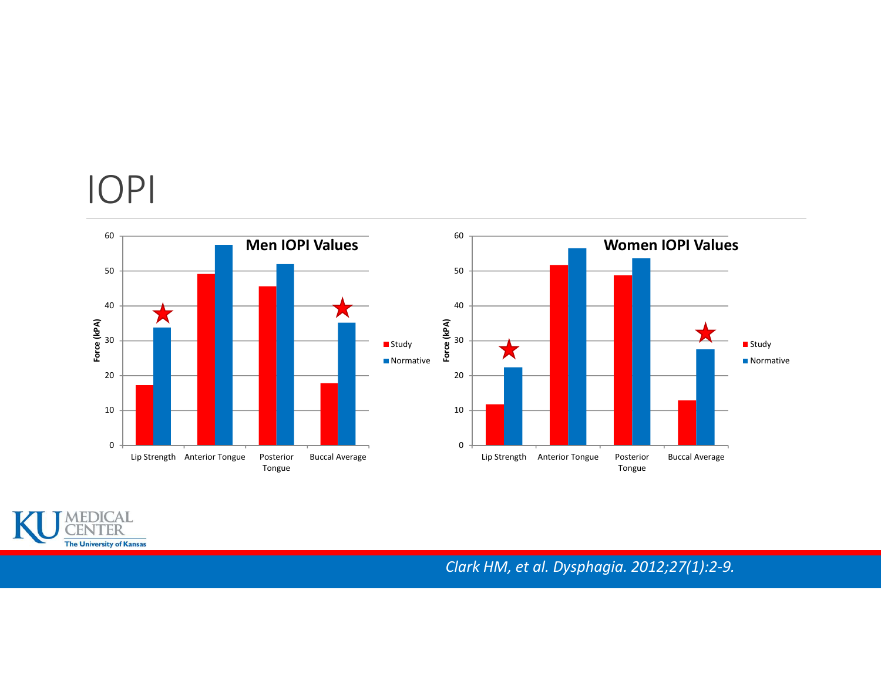# IOPI

**Men IOPI Values**

| | Study | Normative |
|---|---|---|
| Lip Strength ★ | ~17 | ~34 |
| Anterior Tongue | ~49 | ~57.5 |
| Posterior Tongue | ~45.5 | ~52 |
| Buccal Average ★ | ~18 | ~35 |

Force (kPA)

**Women IOPI Values**

| | Study | Normative |
|---|---|---|
| Lip Strength ★ | ~12 | ~22 |
| Anterior Tongue | ~51.5 | ~56.5 |
| Posterior Tongue | ~48.5 | ~53.5 |
| Buccal Average ★ | ~13 | ~27.5 |

Force (kPA)

*Clark HM, et al. Dysphagia. 2012;27(1):2-9.*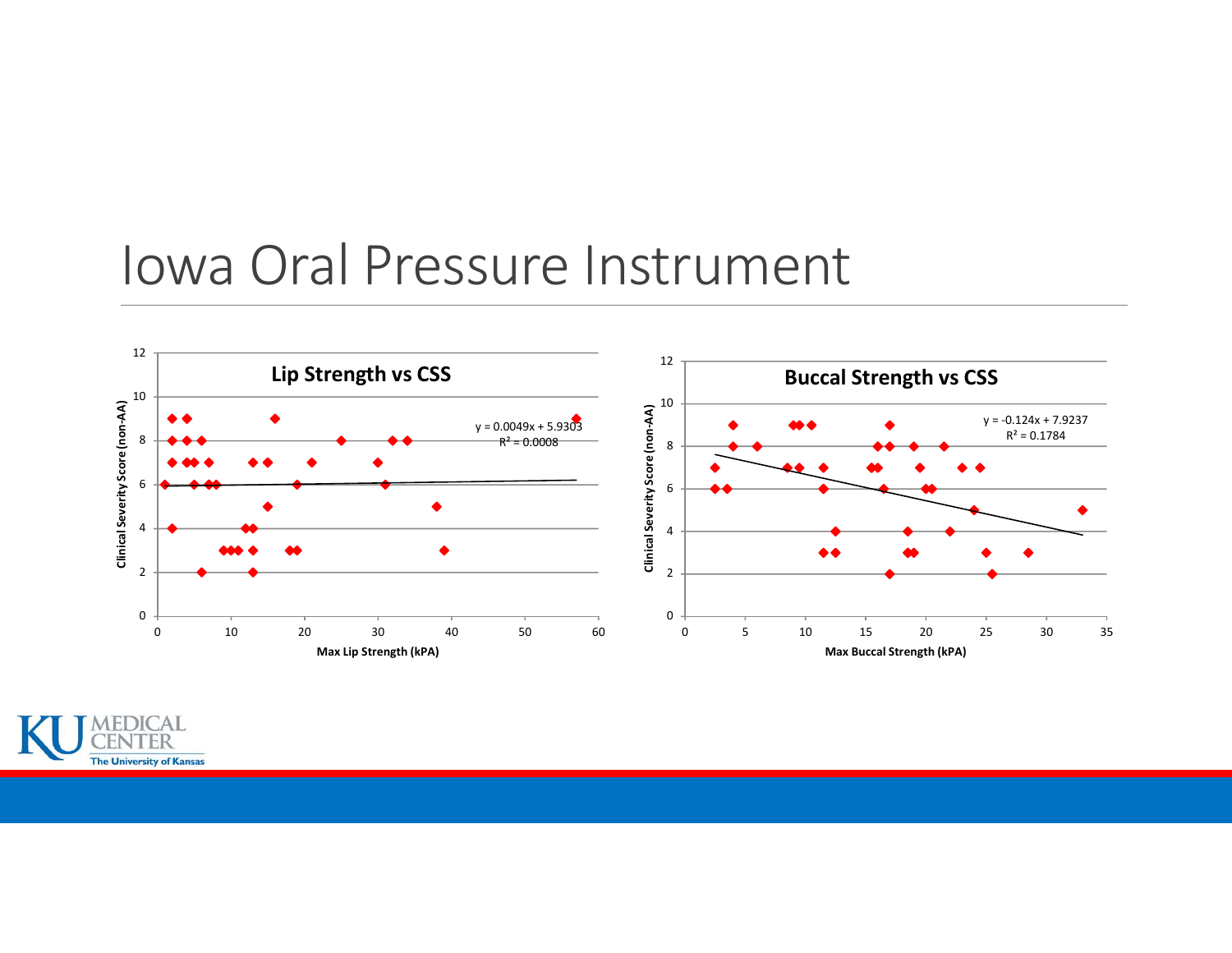# Iowa Oral Pressure Instrument

**Lip Strength vs CSS**

$y = 0.0049x + 5.9303$
$R^2 = 0.0008$

Clinical Severity Score (non-AA)

Max Lip Strength (kPA)

**Buccal Strength vs CSS**

$y = -0.124x + 7.9237$
$R^2 = 0.1784$

Clinical Severity Score (non-AA)

Max Buccal Strength (kPA)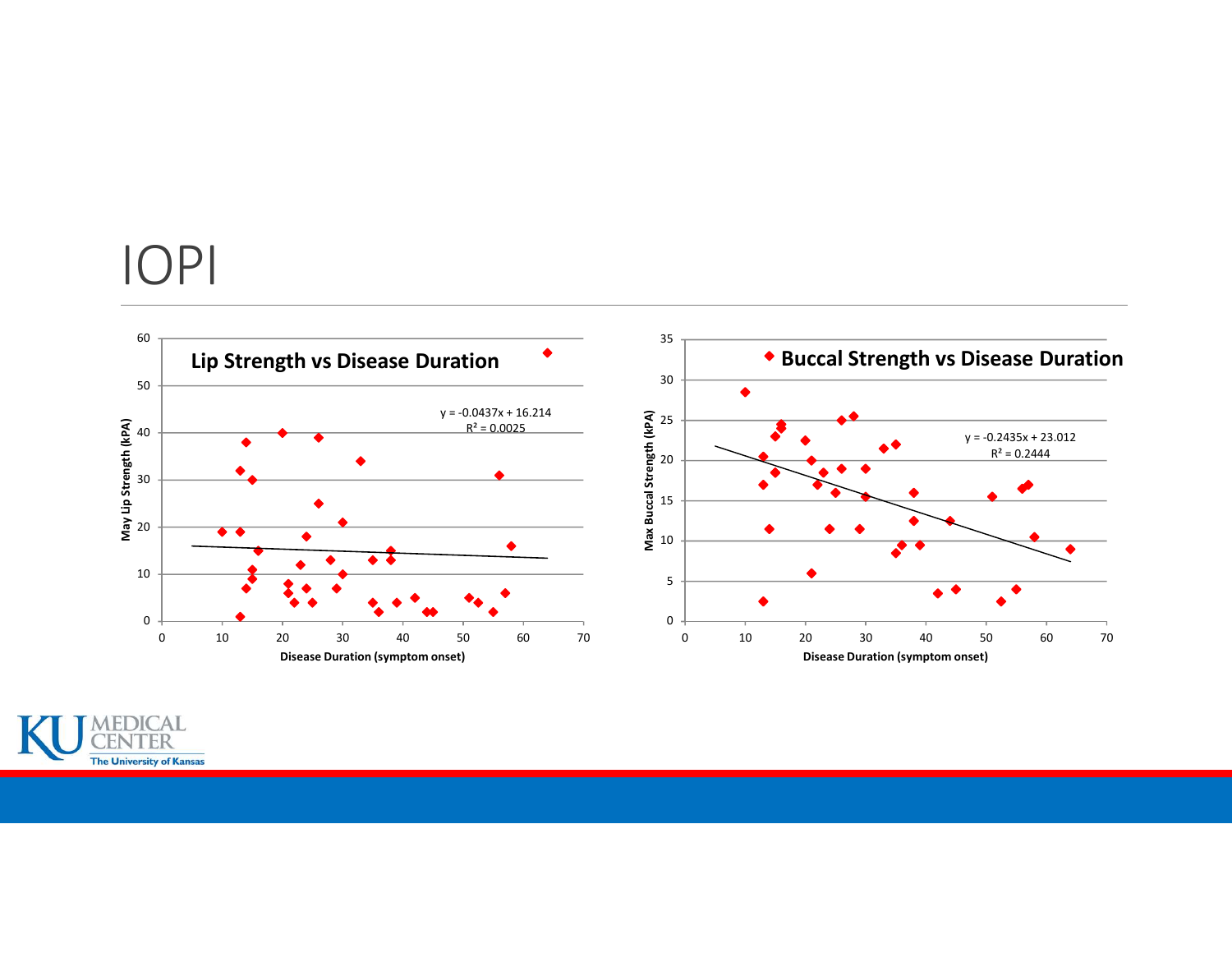# IOPI

**Lip Strength vs Disease Duration**

y = -0.0437x + 16.214
$R^2$ = 0.0025

May Lip Strength (kPA)

Disease Duration (symptom onset)

**Buccal Strength vs Disease Duration**

y = -0.2435x + 23.012
$R^2$ = 0.2444

Max Buccal Strength (kPA)

Disease Duration (symptom onset)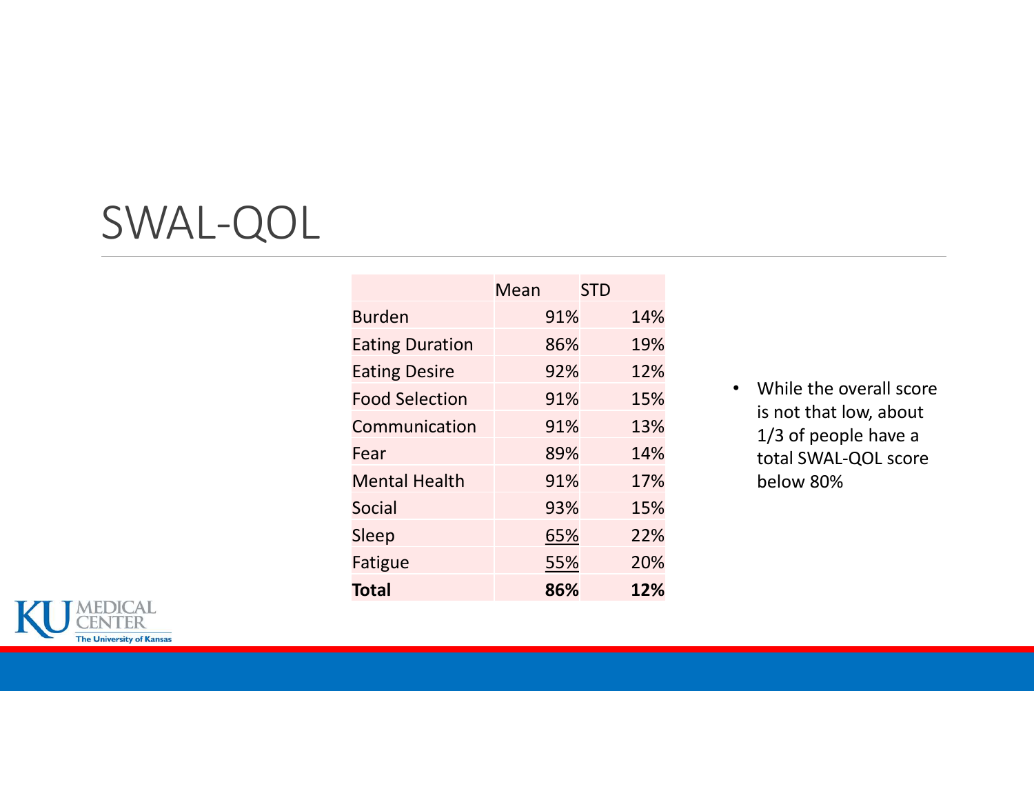# SWAL-QOL

| | Mean | STD |
|---|---|---|
| Burden | 91% | 14% |
| Eating Duration | 86% | 19% |
| Eating Desire | 92% | 12% |
| Food Selection | 91% | 15% |
| Communication | 91% | 13% |
| Fear | 89% | 14% |
| Mental Health | 91% | 17% |
| Social | 93% | 15% |
| Sleep | <u>65%</u> | 22% |
| Fatigue | <u>55%</u> | 20% |
| **Total** | **86%** | **12%** |

- While the overall score is not that low, about 1/3 of people have a total SWAL-QOL score below 80%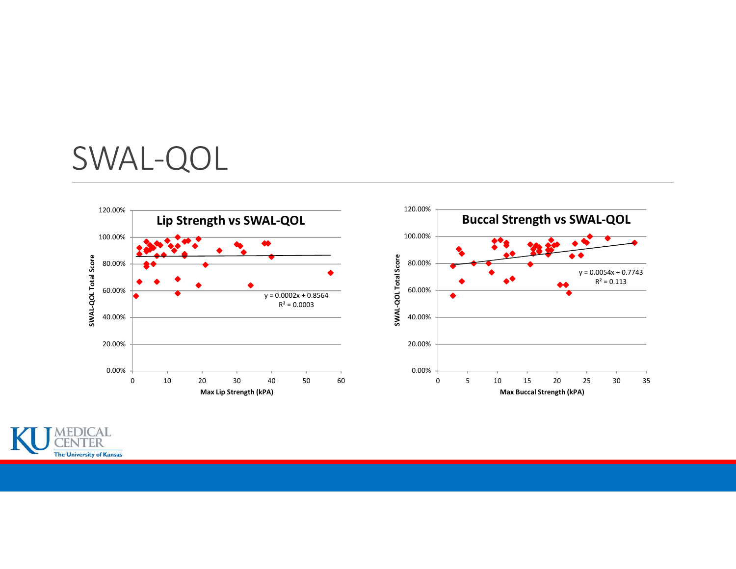# SWAL-QOL

**Lip Strength vs SWAL-QOL**

$y = 0.0002x + 0.8564$
$R^2 = 0.0003$

SWAL-QOL Total Score vs Max Lip Strength (kPA)

**Buccal Strength vs SWAL-QOL**

$y = 0.0054x + 0.7743$
$R^2 = 0.113$

SWAL-QOL Total Score vs Max Buccal Strength (kPA)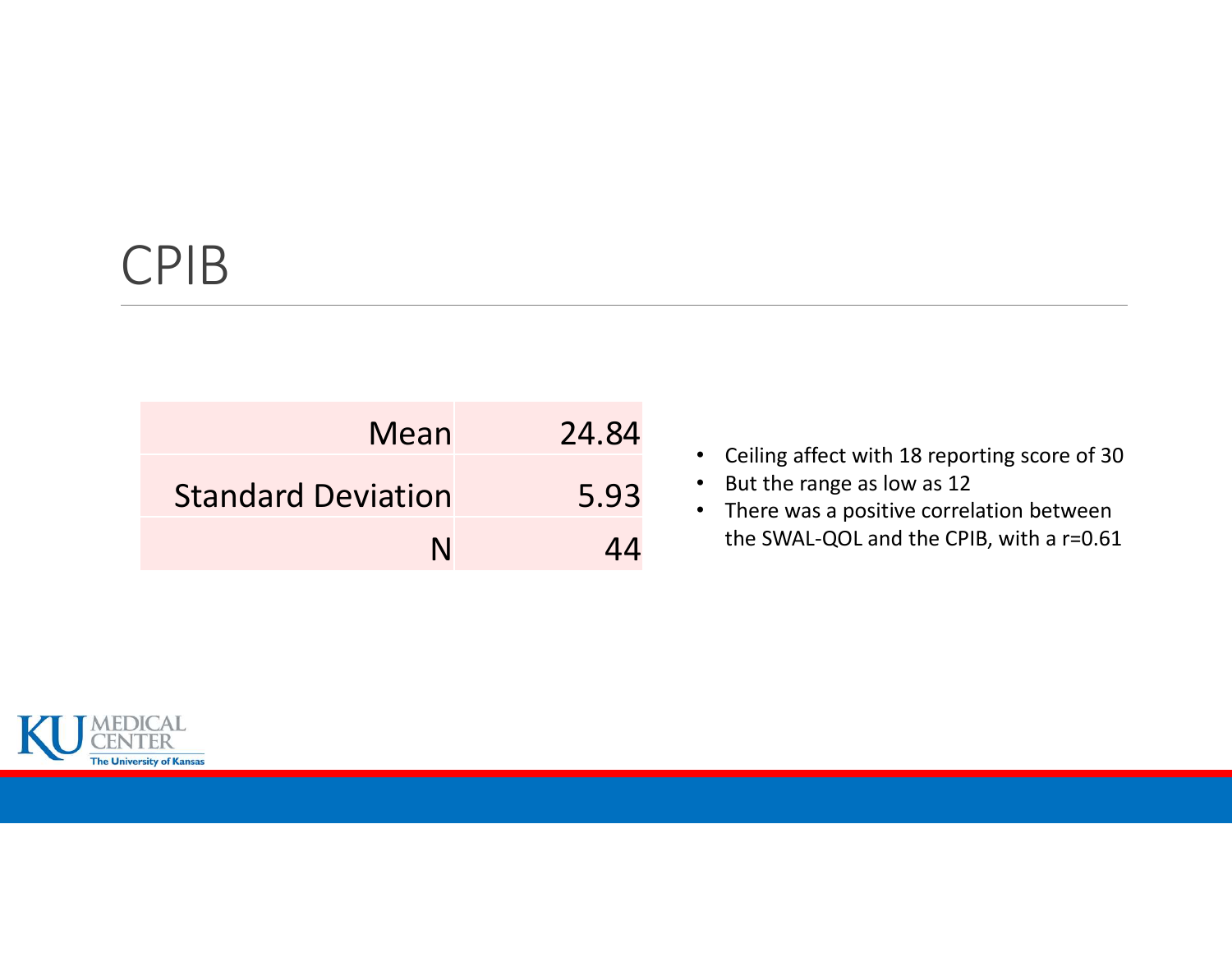# CPIB

| | |
|---|---|
| Mean | 24.84 |
| Standard Deviation | 5.93 |
| N | 44 |

- Ceiling affect with 18 reporting score of 30
- But the range as low as 12
- There was a positive correlation between the SWAL-QOL and the CPIB, with a r=0.61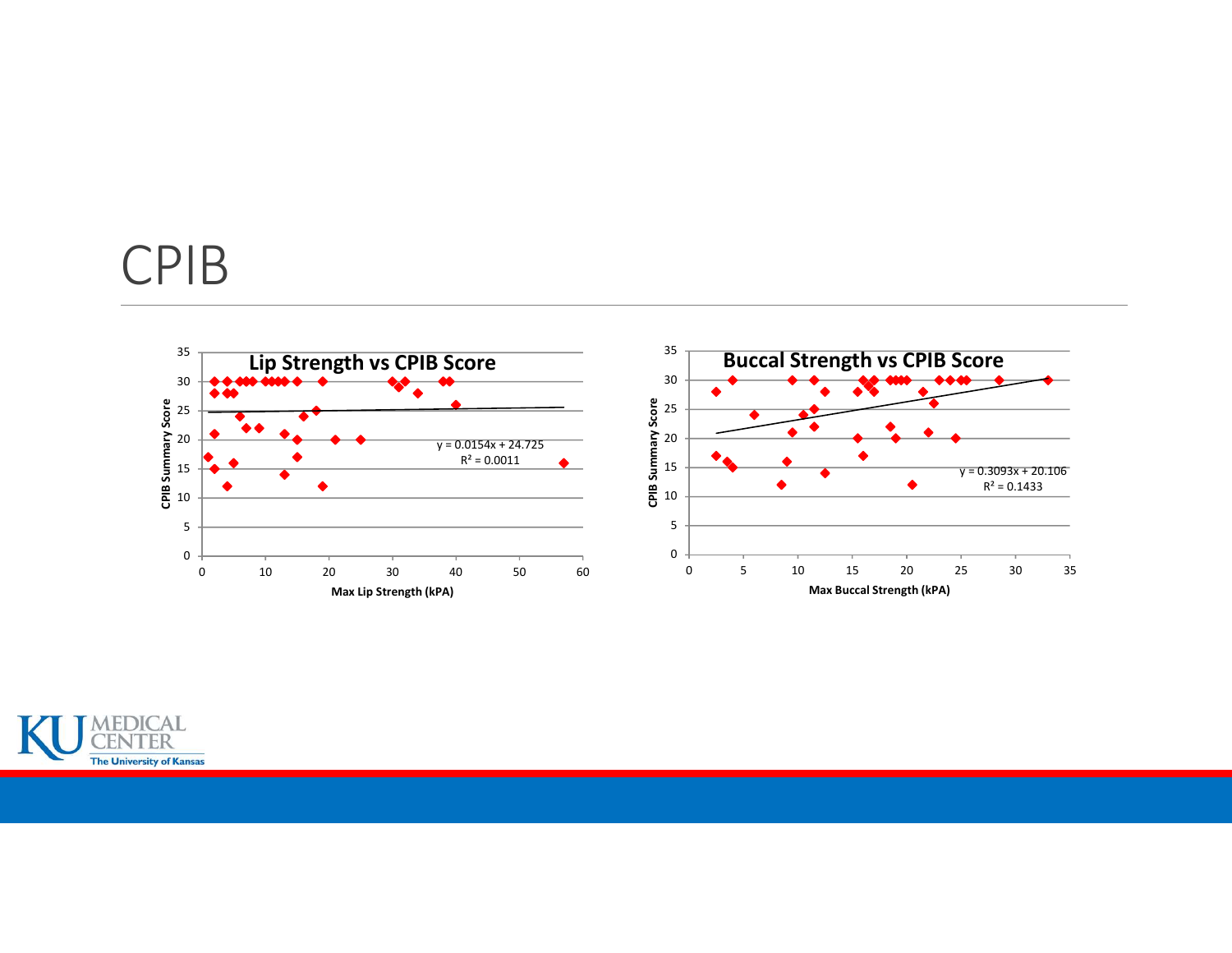# CPIB

**Lip Strength vs CPIB Score**

CPIB Summary Score vs Max Lip Strength (kPA)

$y = 0.0154x + 24.725$
$R^2 = 0.0011$

**Buccal Strength vs CPIB Score**

CPIB Summary Score vs Max Buccal Strength (kPA)

$y = 0.3093x + 20.106$
$R^2 = 0.1433$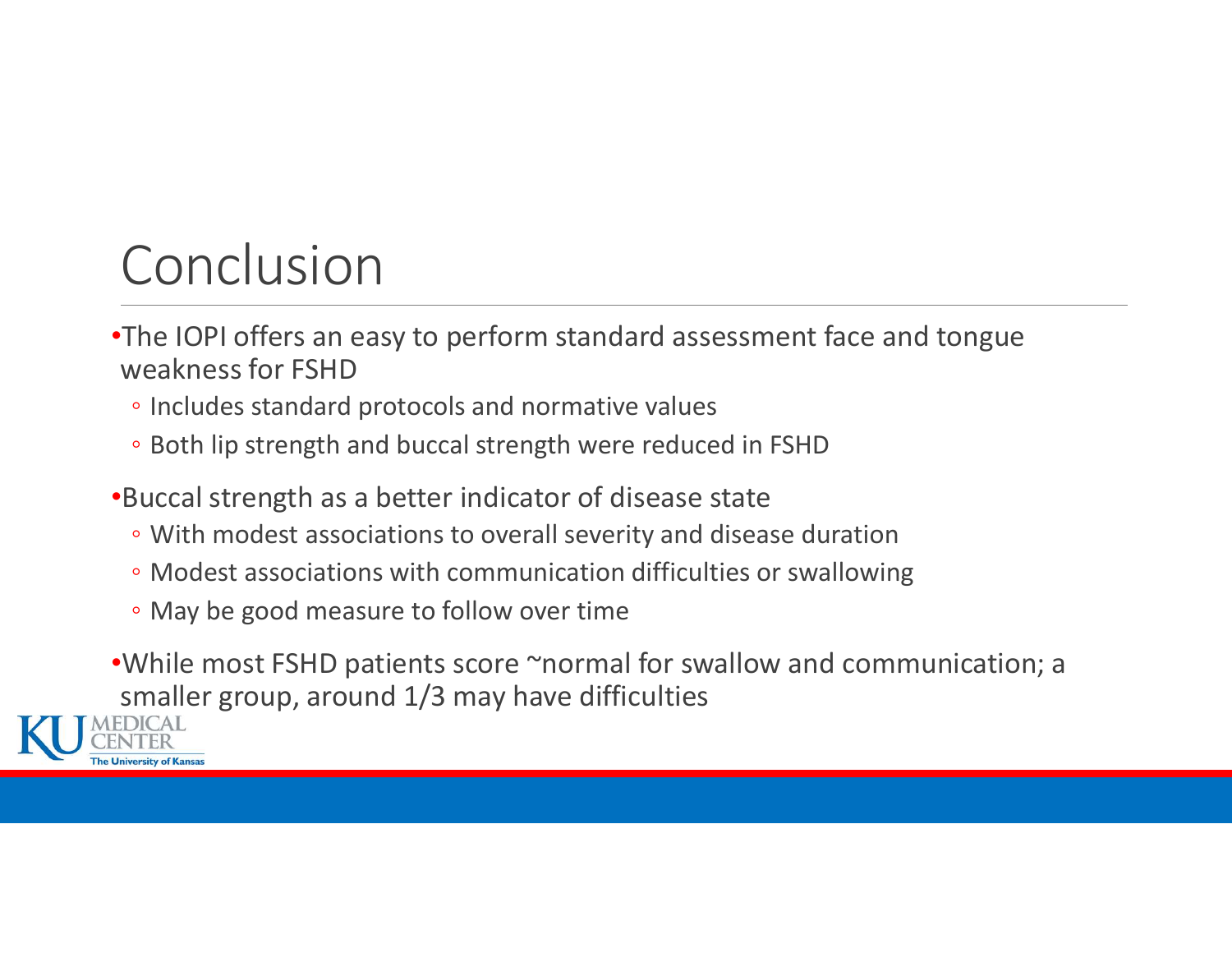# Conclusion

- The IOPI offers an easy to perform standard assessment face and tongue weakness for FSHD
  - Includes standard protocols and normative values
  - Both lip strength and buccal strength were reduced in FSHD
- Buccal strength as a better indicator of disease state
  - With modest associations to overall severity and disease duration
  - Modest associations with communication difficulties or swallowing
  - May be good measure to follow over time
- While most FSHD patients score ~normal for swallow and communication; a smaller group, around 1/3 may have difficulties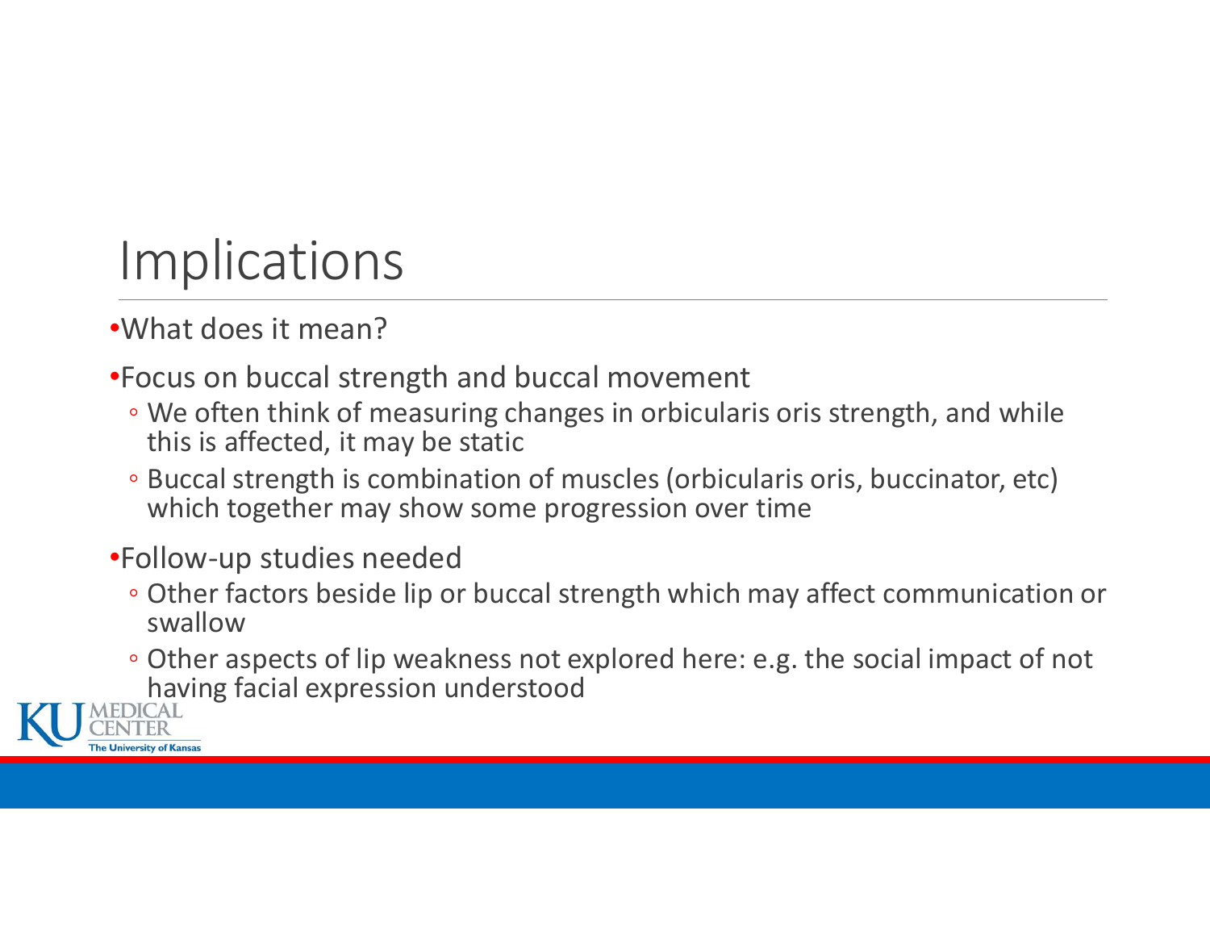# Implications

- What does it mean?
- Focus on buccal strength and buccal movement
  - We often think of measuring changes in orbicularis oris strength, and while this is affected, it may be static
  - Buccal strength is combination of muscles (orbicularis oris, buccinator, etc) which together may show some progression over time
- Follow-up studies needed
  - Other factors beside lip or buccal strength which may affect communication or swallow
  - Other aspects of lip weakness not explored here: e.g. the social impact of not having facial expression understood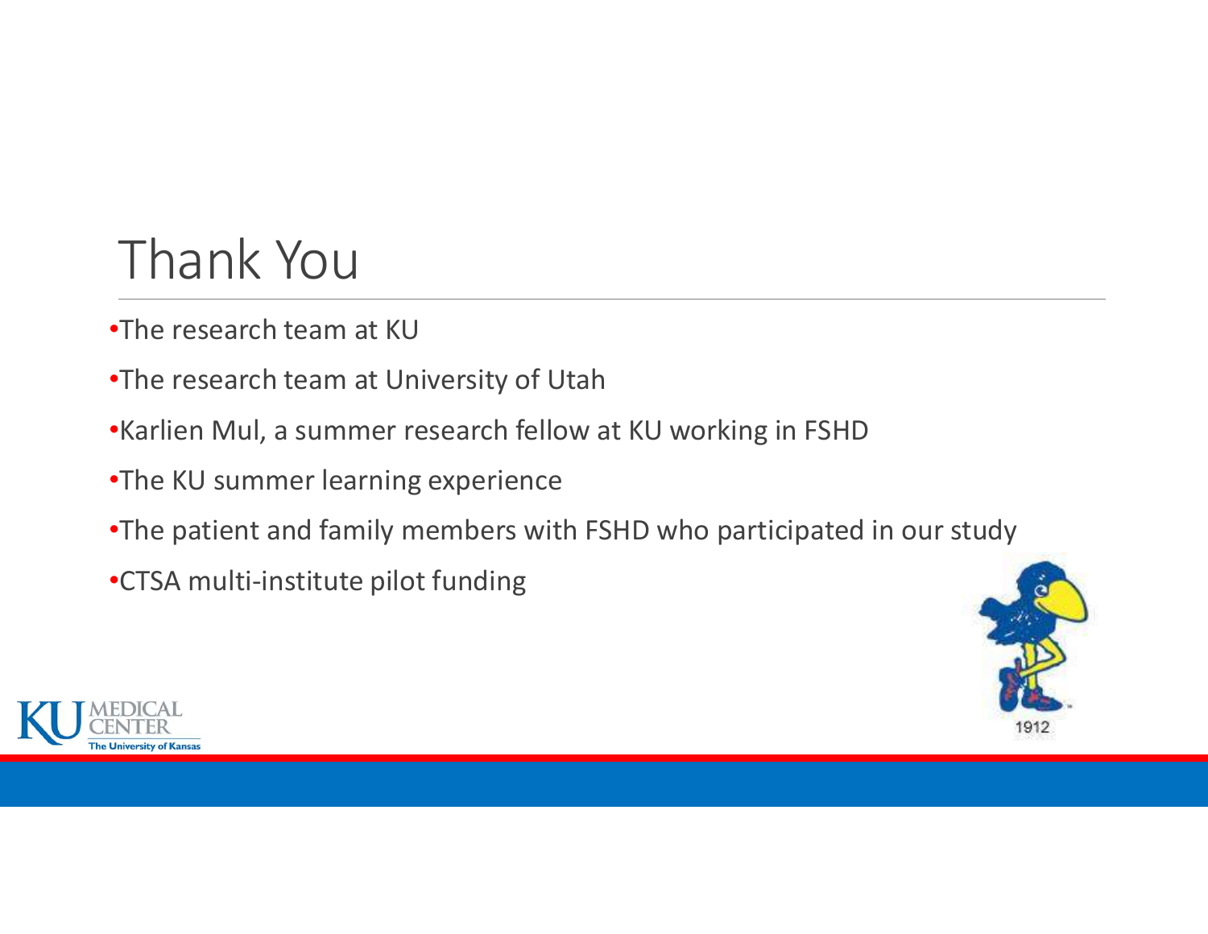# Thank You

- The research team at KU
- The research team at University of Utah
- Karlien Mul, a summer research fellow at KU working in FSHD
- The KU summer learning experience
- The patient and family members with FSHD who participated in our study
- CTSA multi-institute pilot funding